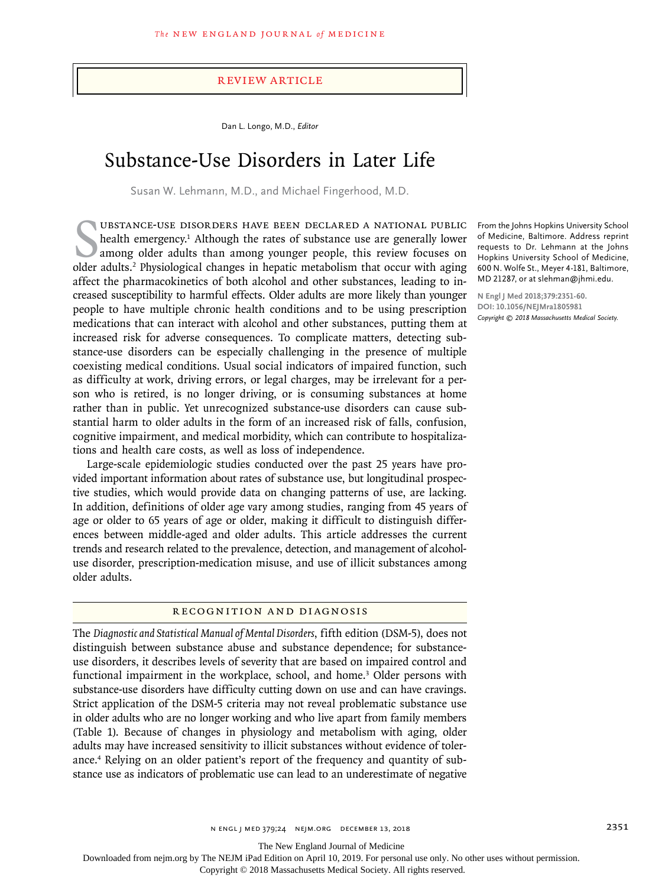REVIEW ARTICLE

Dan L. Longo, M.D., *Editor*

# Substance-Use Disorders in Later Life

Susan W. Lehmann, M.D., and Michael Fingerhood, M.D.

From the Johns Hopkins University School of Medicine, Baltimore. Address reprint requests to Dr. Lehmann at the Johns Hopkins University School of Medicine, 600 N. Wolfe St., Meyer 4-181, Baltimore, MD 21287, or at slehman@jhmi.edu.

**N Engl J Med 2018;379:2351-60.**
**DOI: 10.1056/NEJMra1805981**
*Copyright © 2018 Massachusetts Medical Society.*

Substance-use disorders have been declared a national public health emergency.[1] Although the rates of substance use are generally lower among older adults than among younger people, this review focuses on older adults.[2] Physiological changes in hepatic metabolism that occur with aging affect the pharmacokinetics of both alcohol and other substances, leading to increased susceptibility to harmful effects. Older adults are more likely than younger people to have multiple chronic health conditions and to be using prescription medications that can interact with alcohol and other substances, putting them at increased risk for adverse consequences. To complicate matters, detecting substance-use disorders can be especially challenging in the presence of multiple coexisting medical conditions. Usual social indicators of impaired function, such as difficulty at work, driving errors, or legal charges, may be irrelevant for a person who is retired, is no longer driving, or is consuming substances at home rather than in public. Yet unrecognized substance-use disorders can cause substantial harm to older adults in the form of an increased risk of falls, confusion, cognitive impairment, and medical morbidity, which can contribute to hospitalizations and health care costs, as well as loss of independence.

Large-scale epidemiologic studies conducted over the past 25 years have provided important information about rates of substance use, but longitudinal prospective studies, which would provide data on changing patterns of use, are lacking. In addition, definitions of older age vary among studies, ranging from 45 years of age or older to 65 years of age or older, making it difficult to distinguish differences between middle-aged and older adults. This article addresses the current trends and research related to the prevalence, detection, and management of alcohol-use disorder, prescription-medication misuse, and use of illicit substances among older adults.

## Recognition and Diagnosis

The *Diagnostic and Statistical Manual of Mental Disorders*, fifth edition (DSM-5), does not distinguish between substance abuse and substance dependence; for substance-use disorders, it describes levels of severity that are based on impaired control and functional impairment in the workplace, school, and home.[3] Older persons with substance-use disorders have difficulty cutting down on use and can have cravings. Strict application of the DSM-5 criteria may not reveal problematic substance use in older adults who are no longer working and who live apart from family members (Table 1). Because of changes in physiology and metabolism with aging, older adults may have increased sensitivity to illicit substances without evidence of tolerance.[4] Relying on an older patient's report of the frequency and quantity of substance use as indicators of problematic use can lead to an underestimate of negative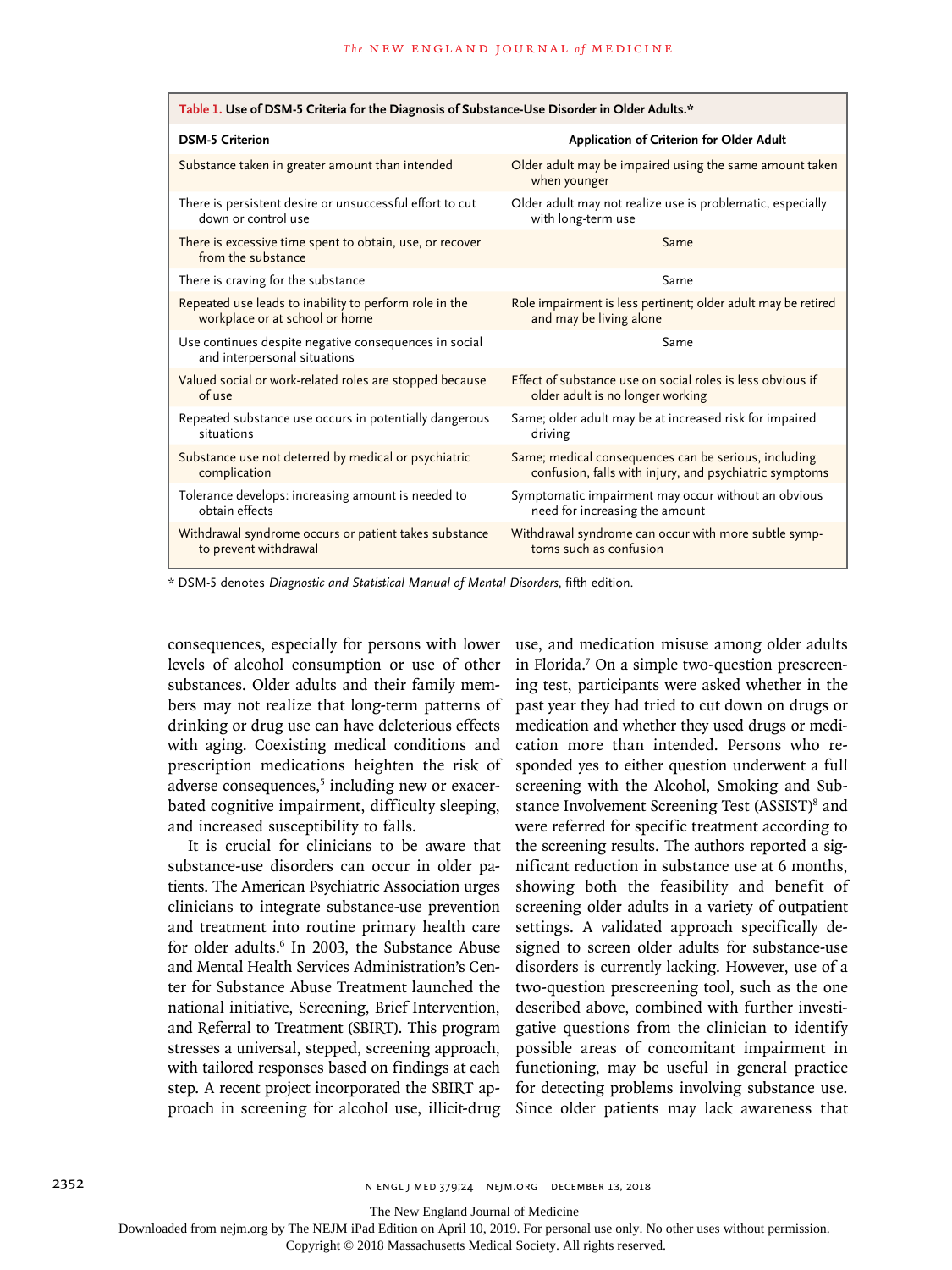**Table 1. Use of DSM-5 Criteria for the Diagnosis of Substance-Use Disorder in Older Adults.***

| DSM-5 Criterion | Application of Criterion for Older Adult |
|---|---|
| Substance taken in greater amount than intended | Older adult may be impaired using the same amount taken when younger |
| There is persistent desire or unsuccessful effort to cut down or control use | Older adult may not realize use is problematic, especially with long-term use |
| There is excessive time spent to obtain, use, or recover from the substance | Same |
| There is craving for the substance | Same |
| Repeated use leads to inability to perform role in the workplace or at school or home | Role impairment is less pertinent; older adult may be retired and may be living alone |
| Use continues despite negative consequences in social and interpersonal situations | Same |
| Valued social or work-related roles are stopped because of use | Effect of substance use on social roles is less obvious if older adult is no longer working |
| Repeated substance use occurs in potentially dangerous situations | Same; older adult may be at increased risk for impaired driving |
| Substance use not deterred by medical or psychiatric complication | Same; medical consequences can be serious, including confusion, falls with injury, and psychiatric symptoms |
| Tolerance develops: increasing amount is needed to obtain effects | Symptomatic impairment may occur without an obvious need for increasing the amount |
| Withdrawal syndrome occurs or patient takes substance to prevent withdrawal | Withdrawal syndrome can occur with more subtle symptoms such as confusion |

\* DSM-5 denotes *Diagnostic and Statistical Manual of Mental Disorders*, fifth edition.

consequences, especially for persons with lower levels of alcohol consumption or use of other substances. Older adults and their family members may not realize that long-term patterns of drinking or drug use can have deleterious effects with aging. Coexisting medical conditions and prescription medications heighten the risk of adverse consequences,[5] including new or exacerbated cognitive impairment, difficulty sleeping, and increased susceptibility to falls.

It is crucial for clinicians to be aware that substance-use disorders can occur in older patients. The American Psychiatric Association urges clinicians to integrate substance-use prevention and treatment into routine primary health care for older adults.[6] In 2003, the Substance Abuse and Mental Health Services Administration's Center for Substance Abuse Treatment launched the national initiative, Screening, Brief Intervention, and Referral to Treatment (SBIRT). This program stresses a universal, stepped, screening approach, with tailored responses based on findings at each step. A recent project incorporated the SBIRT approach in screening for alcohol use, illicit-drug use, and medication misuse among older adults in Florida.[7] On a simple two-question prescreening test, participants were asked whether in the past year they had tried to cut down on drugs or medication and whether they used drugs or medication more than intended. Persons who responded yes to either question underwent a full screening with the Alcohol, Smoking and Substance Involvement Screening Test (ASSIST)[8] and were referred for specific treatment according to the screening results. The authors reported a significant reduction in substance use at 6 months, showing both the feasibility and benefit of screening older adults in a variety of outpatient settings. A validated approach specifically designed to screen older adults for substance-use disorders is currently lacking. However, use of a two-question prescreening tool, such as the one described above, combined with further investigative questions from the clinician to identify possible areas of concomitant impairment in functioning, may be useful in general practice for detecting problems involving substance use. Since older patients may lack awareness that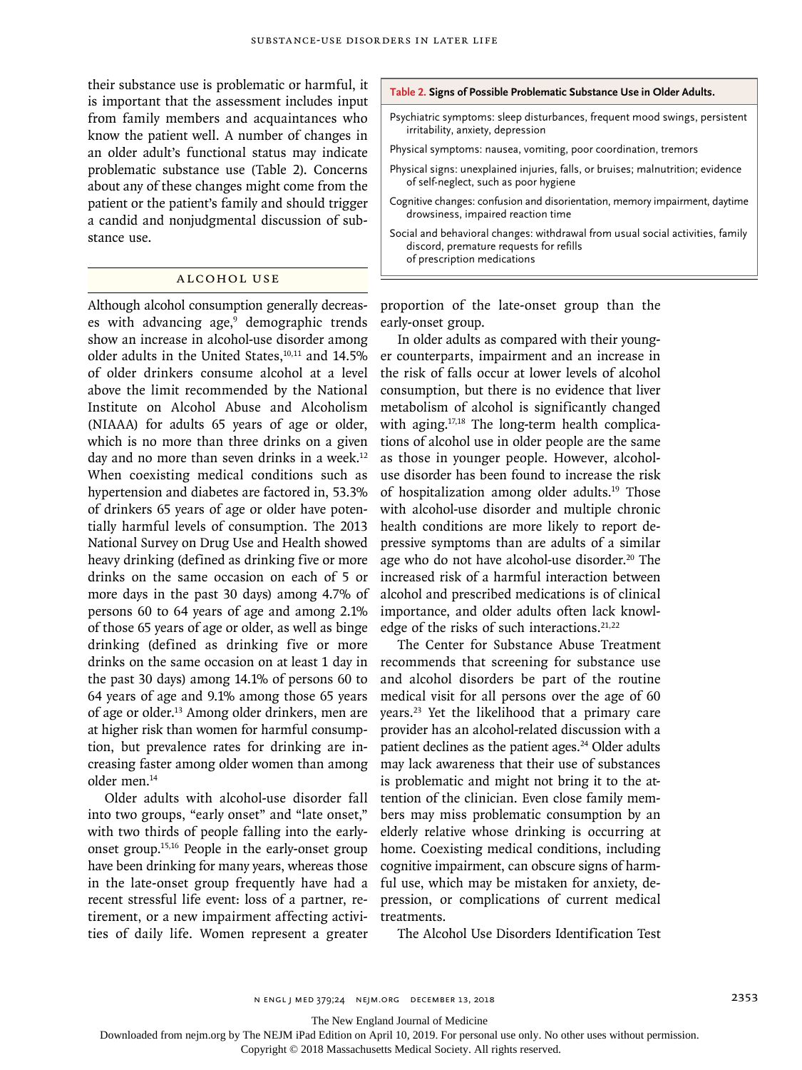their substance use is problematic or harmful, it is important that the assessment includes input from family members and acquaintances who know the patient well. A number of changes in an older adult's functional status may indicate problematic substance use (Table 2). Concerns about any of these changes might come from the patient or the patient's family and should trigger a candid and nonjudgmental discussion of substance use.

**Table 2. Signs of Possible Problematic Substance Use in Older Adults.**

| |
|---|
| Psychiatric symptoms: sleep disturbances, frequent mood swings, persistent irritability, anxiety, depression |
| Physical symptoms: nausea, vomiting, poor coordination, tremors |
| Physical signs: unexplained injuries, falls, or bruises; malnutrition; evidence of self-neglect, such as poor hygiene |
| Cognitive changes: confusion and disorientation, memory impairment, daytime drowsiness, impaired reaction time |
| Social and behavioral changes: withdrawal from usual social activities, family discord, premature requests for refills of prescription medications |

## ALCOHOL USE

Although alcohol consumption generally decreases with advancing age,[9] demographic trends show an increase in alcohol-use disorder among older adults in the United States,[10,11] and 14.5% of older drinkers consume alcohol at a level above the limit recommended by the National Institute on Alcohol Abuse and Alcoholism (NIAAA) for adults 65 years of age or older, which is no more than three drinks on a given day and no more than seven drinks in a week.[12] When coexisting medical conditions such as hypertension and diabetes are factored in, 53.3% of drinkers 65 years of age or older have potentially harmful levels of consumption. The 2013 National Survey on Drug Use and Health showed heavy drinking (defined as drinking five or more drinks on the same occasion on each of 5 or more days in the past 30 days) among 4.7% of persons 60 to 64 years of age and among 2.1% of those 65 years of age or older, as well as binge drinking (defined as drinking five or more drinks on the same occasion on at least 1 day in the past 30 days) among 14.1% of persons 60 to 64 years of age and 9.1% among those 65 years of age or older.[13] Among older drinkers, men are at higher risk than women for harmful consumption, but prevalence rates for drinking are increasing faster among older women than among older men.[14]

Older adults with alcohol-use disorder fall into two groups, "early onset" and "late onset," with two thirds of people falling into the early-onset group.[15,16] People in the early-onset group have been drinking for many years, whereas those in the late-onset group frequently have had a recent stressful life event: loss of a partner, retirement, or a new impairment affecting activities of daily life. Women represent a greater proportion of the late-onset group than the early-onset group.

In older adults as compared with their younger counterparts, impairment and an increase in the risk of falls occur at lower levels of alcohol consumption, but there is no evidence that liver metabolism of alcohol is significantly changed with aging.[17,18] The long-term health complications of alcohol use in older people are the same as those in younger people. However, alcohol-use disorder has been found to increase the risk of hospitalization among older adults.[19] Those with alcohol-use disorder and multiple chronic health conditions are more likely to report depressive symptoms than are adults of a similar age who do not have alcohol-use disorder.[20] The increased risk of a harmful interaction between alcohol and prescribed medications is of clinical importance, and older adults often lack knowledge of the risks of such interactions.[21,22]

The Center for Substance Abuse Treatment recommends that screening for substance use and alcohol disorders be part of the routine medical visit for all persons over the age of 60 years.[23] Yet the likelihood that a primary care provider has an alcohol-related discussion with a patient declines as the patient ages.[24] Older adults may lack awareness that their use of substances is problematic and might not bring it to the attention of the clinician. Even close family members may miss problematic consumption by an elderly relative whose drinking is occurring at home. Coexisting medical conditions, including cognitive impairment, can obscure signs of harmful use, which may be mistaken for anxiety, depression, or complications of current medical treatments.

The Alcohol Use Disorders Identification Test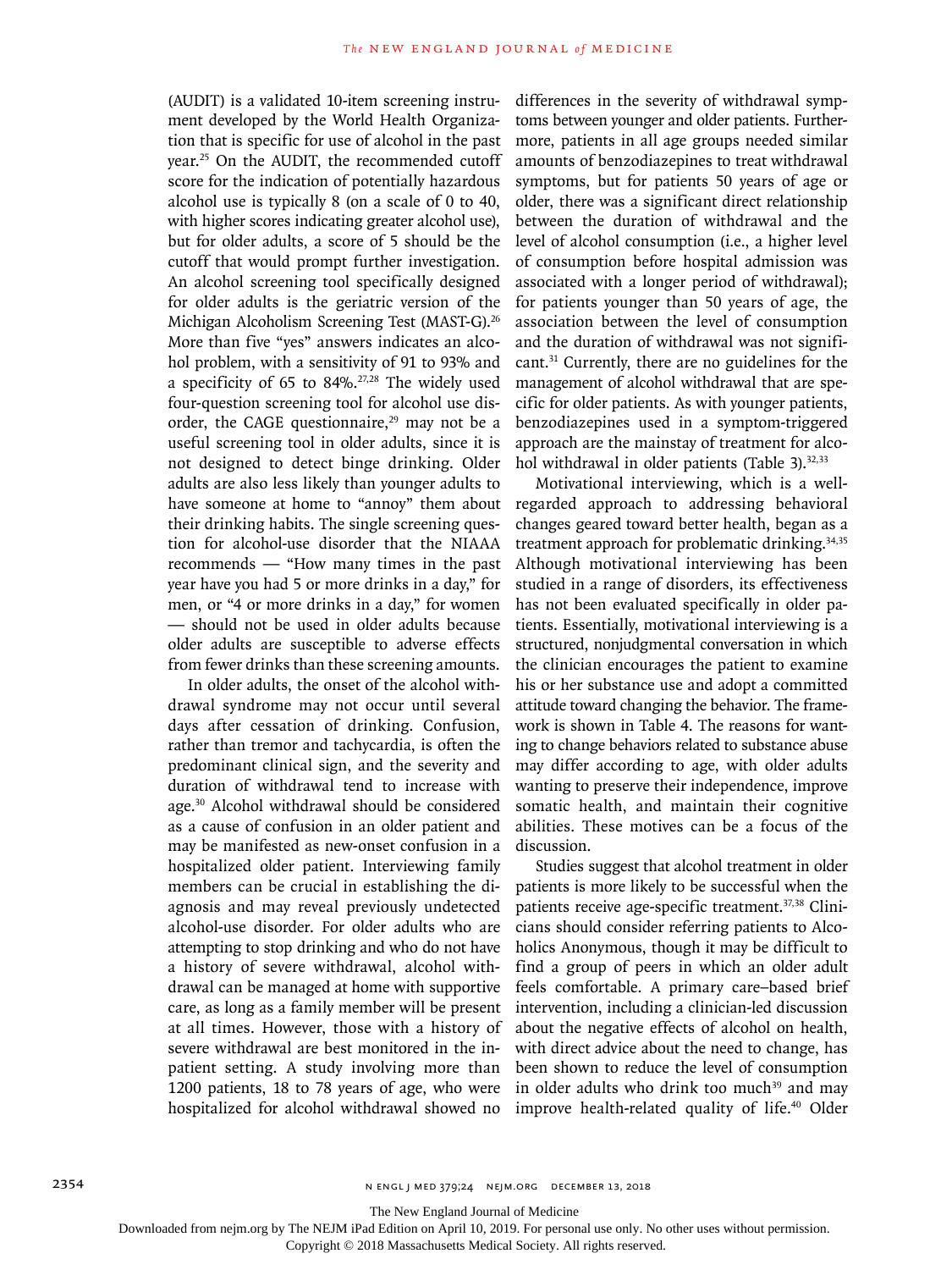(AUDIT) is a validated 10-item screening instrument developed by the World Health Organization that is specific for use of alcohol in the past year.[25] On the AUDIT, the recommended cutoff score for the indication of potentially hazardous alcohol use is typically 8 (on a scale of 0 to 40, with higher scores indicating greater alcohol use), but for older adults, a score of 5 should be the cutoff that would prompt further investigation. An alcohol screening tool specifically designed for older adults is the geriatric version of the Michigan Alcoholism Screening Test (MAST-G).[26] More than five "yes" answers indicates an alcohol problem, with a sensitivity of 91 to 93% and a specificity of 65 to 84%.[27,28] The widely used four-question screening tool for alcohol use disorder, the CAGE questionnaire,[29] may not be a useful screening tool in older adults, since it is not designed to detect binge drinking. Older adults are also less likely than younger adults to have someone at home to "annoy" them about their drinking habits. The single screening question for alcohol-use disorder that the NIAAA recommends — "How many times in the past year have you had 5 or more drinks in a day," for men, or "4 or more drinks in a day," for women — should not be used in older adults because older adults are susceptible to adverse effects from fewer drinks than these screening amounts.

In older adults, the onset of the alcohol withdrawal syndrome may not occur until several days after cessation of drinking. Confusion, rather than tremor and tachycardia, is often the predominant clinical sign, and the severity and duration of withdrawal tend to increase with age.[30] Alcohol withdrawal should be considered as a cause of confusion in an older patient and may be manifested as new-onset confusion in a hospitalized older patient. Interviewing family members can be crucial in establishing the diagnosis and may reveal previously undetected alcohol-use disorder. For older adults who are attempting to stop drinking and who do not have a history of severe withdrawal, alcohol withdrawal can be managed at home with supportive care, as long as a family member will be present at all times. However, those with a history of severe withdrawal are best monitored in the inpatient setting. A study involving more than 1200 patients, 18 to 78 years of age, who were hospitalized for alcohol withdrawal showed no differences in the severity of withdrawal symptoms between younger and older patients. Furthermore, patients in all age groups needed similar amounts of benzodiazepines to treat withdrawal symptoms, but for patients 50 years of age or older, there was a significant direct relationship between the duration of withdrawal and the level of alcohol consumption (i.e., a higher level of consumption before hospital admission was associated with a longer period of withdrawal); for patients younger than 50 years of age, the association between the level of consumption and the duration of withdrawal was not significant.[31] Currently, there are no guidelines for the management of alcohol withdrawal that are specific for older patients. As with younger patients, benzodiazepines used in a symptom-triggered approach are the mainstay of treatment for alcohol withdrawal in older patients (Table 3).[32,33]

Motivational interviewing, which is a well-regarded approach to addressing behavioral changes geared toward better health, began as a treatment approach for problematic drinking.[34,35] Although motivational interviewing has been studied in a range of disorders, its effectiveness has not been evaluated specifically in older patients. Essentially, motivational interviewing is a structured, nonjudgmental conversation in which the clinician encourages the patient to examine his or her substance use and adopt a committed attitude toward changing the behavior. The framework is shown in Table 4. The reasons for wanting to change behaviors related to substance abuse may differ according to age, with older adults wanting to preserve their independence, improve somatic health, and maintain their cognitive abilities. These motives can be a focus of the discussion.

Studies suggest that alcohol treatment in older patients is more likely to be successful when the patients receive age-specific treatment.[37,38] Clinicians should consider referring patients to Alcoholics Anonymous, though it may be difficult to find a group of peers in which an older adult feels comfortable. A primary care–based brief intervention, including a clinician-led discussion about the negative effects of alcohol on health, with direct advice about the need to change, has been shown to reduce the level of consumption in older adults who drink too much[39] and may improve health-related quality of life.[40] Older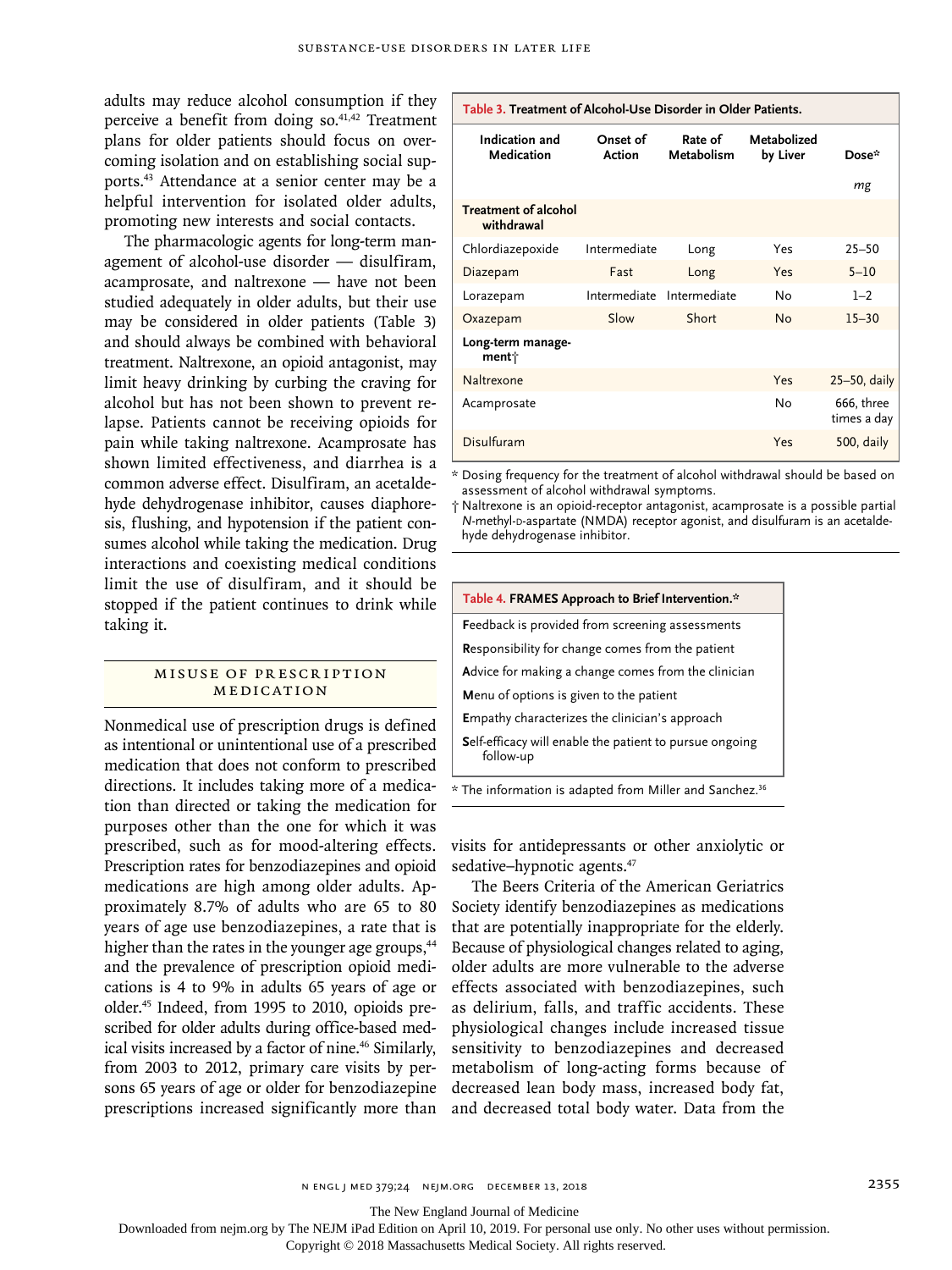adults may reduce alcohol consumption if they perceive a benefit from doing so.[41,42] Treatment plans for older patients should focus on overcoming isolation and on establishing social supports.[43] Attendance at a senior center may be a helpful intervention for isolated older adults, promoting new interests and social contacts.

The pharmacologic agents for long-term management of alcohol-use disorder — disulfiram, acamprosate, and naltrexone — have not been studied adequately in older adults, but their use may be considered in older patients (Table 3) and should always be combined with behavioral treatment. Naltrexone, an opioid antagonist, may limit heavy drinking by curbing the craving for alcohol but has not been shown to prevent relapse. Patients cannot be receiving opioids for pain while taking naltrexone. Acamprosate has shown limited effectiveness, and diarrhea is a common adverse effect. Disulfiram, an acetaldehyde dehydrogenase inhibitor, causes diaphoresis, flushing, and hypotension if the patient consumes alcohol while taking the medication. Drug interactions and coexisting medical conditions limit the use of disulfiram, and it should be stopped if the patient continues to drink while taking it.

**Table 3. Treatment of Alcohol-Use Disorder in Older Patients.**

| Indication and Medication | Onset of Action | Rate of Metabolism | Metabolized by Liver | Dose* |
|---|---|---|---|---|
| | | | | *mg* |
| **Treatment of alcohol withdrawal** | | | | |
| Chlordiazepoxide | Intermediate | Long | Yes | 25–50 |
| Diazepam | Fast | Long | Yes | 5–10 |
| Lorazepam | Intermediate | Intermediate | No | 1–2 |
| Oxazepam | Slow | Short | No | 15–30 |
| **Long-term management†** | | | | |
| Naltrexone | | | Yes | 25–50, daily |
| Acamprosate | | | No | 666, three times a day |
| Disulfuram | | | Yes | 500, daily |

\* Dosing frequency for the treatment of alcohol withdrawal should be based on assessment of alcohol withdrawal symptoms.

† Naltrexone is an opioid-receptor antagonist, acamprosate is a possible partial *N*-methyl-D-aspartate (NMDA) receptor agonist, and disulfuram is an acetaldehyde dehydrogenase inhibitor.

**Table 4. FRAMES Approach to Brief Intervention.***

| |
|---|
| **F**eedback is provided from screening assessments |
| **R**esponsibility for change comes from the patient |
| **A**dvice for making a change comes from the clinician |
| **M**enu of options is given to the patient |
| **E**mpathy characterizes the clinician's approach |
| **S**elf-efficacy will enable the patient to pursue ongoing follow-up |

\* The information is adapted from Miller and Sanchez.[36]

## Misuse of Prescription Medication

Nonmedical use of prescription drugs is defined as intentional or unintentional use of a prescribed medication that does not conform to prescribed directions. It includes taking more of a medication than directed or taking the medication for purposes other than the one for which it was prescribed, such as for mood-altering effects. Prescription rates for benzodiazepines and opioid medications are high among older adults. Approximately 8.7% of adults who are 65 to 80 years of age use benzodiazepines, a rate that is higher than the rates in the younger age groups,[44] and the prevalence of prescription opioid medications is 4 to 9% in adults 65 years of age or older.[45] Indeed, from 1995 to 2010, opioids prescribed for older adults during office-based medical visits increased by a factor of nine.[46] Similarly, from 2003 to 2012, primary care visits by persons 65 years of age or older for benzodiazepine prescriptions increased significantly more than visits for antidepressants or other anxiolytic or sedative–hypnotic agents.[47]

The Beers Criteria of the American Geriatrics Society identify benzodiazepines as medications that are potentially inappropriate for the elderly. Because of physiological changes related to aging, older adults are more vulnerable to the adverse effects associated with benzodiazepines, such as delirium, falls, and traffic accidents. These physiological changes include increased tissue sensitivity to benzodiazepines and decreased metabolism of long-acting forms because of decreased lean body mass, increased body fat, and decreased total body water. Data from the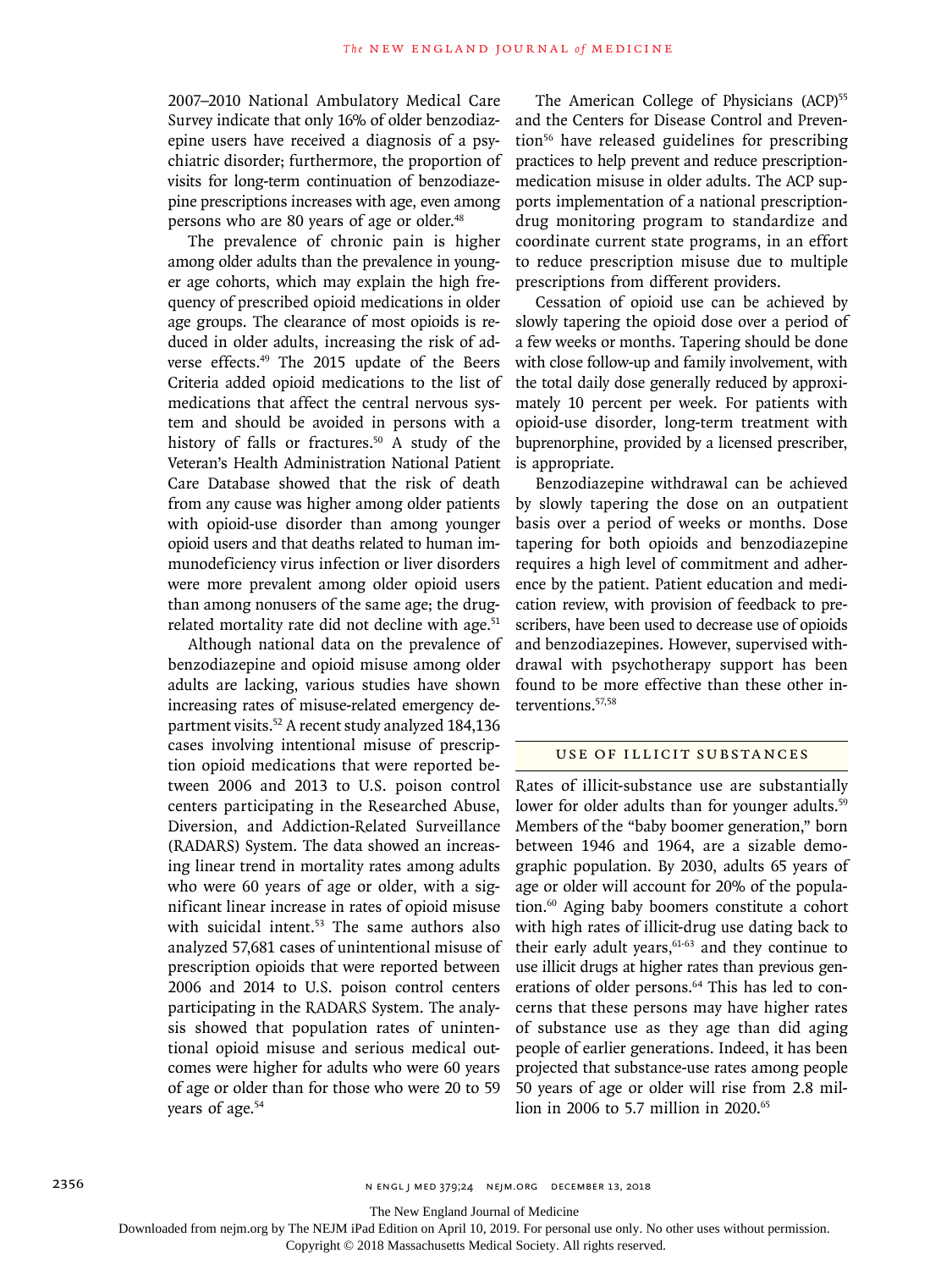2007–2010 National Ambulatory Medical Care Survey indicate that only 16% of older benzodiazepine users have received a diagnosis of a psychiatric disorder; furthermore, the proportion of visits for long-term continuation of benzodiazepine prescriptions increases with age, even among persons who are 80 years of age or older.[48]

The prevalence of chronic pain is higher among older adults than the prevalence in younger age cohorts, which may explain the high frequency of prescribed opioid medications in older age groups. The clearance of most opioids is reduced in older adults, increasing the risk of adverse effects.[49] The 2015 update of the Beers Criteria added opioid medications to the list of medications that affect the central nervous system and should be avoided in persons with a history of falls or fractures.[50] A study of the Veteran's Health Administration National Patient Care Database showed that the risk of death from any cause was higher among older patients with opioid-use disorder than among younger opioid users and that deaths related to human immunodeficiency virus infection or liver disorders were more prevalent among older opioid users than among nonusers of the same age; the drug-related mortality rate did not decline with age.[51]

Although national data on the prevalence of benzodiazepine and opioid misuse among older adults are lacking, various studies have shown increasing rates of misuse-related emergency department visits.[52] A recent study analyzed 184,136 cases involving intentional misuse of prescription opioid medications that were reported between 2006 and 2013 to U.S. poison control centers participating in the Researched Abuse, Diversion, and Addiction-Related Surveillance (RADARS) System. The data showed an increasing linear trend in mortality rates among adults who were 60 years of age or older, with a significant linear increase in rates of opioid misuse with suicidal intent.[53] The same authors also analyzed 57,681 cases of unintentional misuse of prescription opioids that were reported between 2006 and 2014 to U.S. poison control centers participating in the RADARS System. The analysis showed that population rates of unintentional opioid misuse and serious medical outcomes were higher for adults who were 60 years of age or older than for those who were 20 to 59 years of age.[54]

The American College of Physicians (ACP)[55] and the Centers for Disease Control and Prevention[56] have released guidelines for prescribing practices to help prevent and reduce prescription-medication misuse in older adults. The ACP supports implementation of a national prescription-drug monitoring program to standardize and coordinate current state programs, in an effort to reduce prescription misuse due to multiple prescriptions from different providers.

Cessation of opioid use can be achieved by slowly tapering the opioid dose over a period of a few weeks or months. Tapering should be done with close follow-up and family involvement, with the total daily dose generally reduced by approximately 10 percent per week. For patients with opioid-use disorder, long-term treatment with buprenorphine, provided by a licensed prescriber, is appropriate.

Benzodiazepine withdrawal can be achieved by slowly tapering the dose on an outpatient basis over a period of weeks or months. Dose tapering for both opioids and benzodiazepine requires a high level of commitment and adherence by the patient. Patient education and medication review, with provision of feedback to prescribers, have been used to decrease use of opioids and benzodiazepines. However, supervised withdrawal with psychotherapy support has been found to be more effective than these other interventions.[57,58]

## USE OF ILLICIT SUBSTANCES

Rates of illicit-substance use are substantially lower for older adults than for younger adults.[59] Members of the "baby boomer generation," born between 1946 and 1964, are a sizable demographic population. By 2030, adults 65 years of age or older will account for 20% of the population.[60] Aging baby boomers constitute a cohort with high rates of illicit-drug use dating back to their early adult years,[61-63] and they continue to use illicit drugs at higher rates than previous generations of older persons.[64] This has led to concerns that these persons may have higher rates of substance use as they age than did aging people of earlier generations. Indeed, it has been projected that substance-use rates among people 50 years of age or older will rise from 2.8 million in 2006 to 5.7 million in 2020.[65]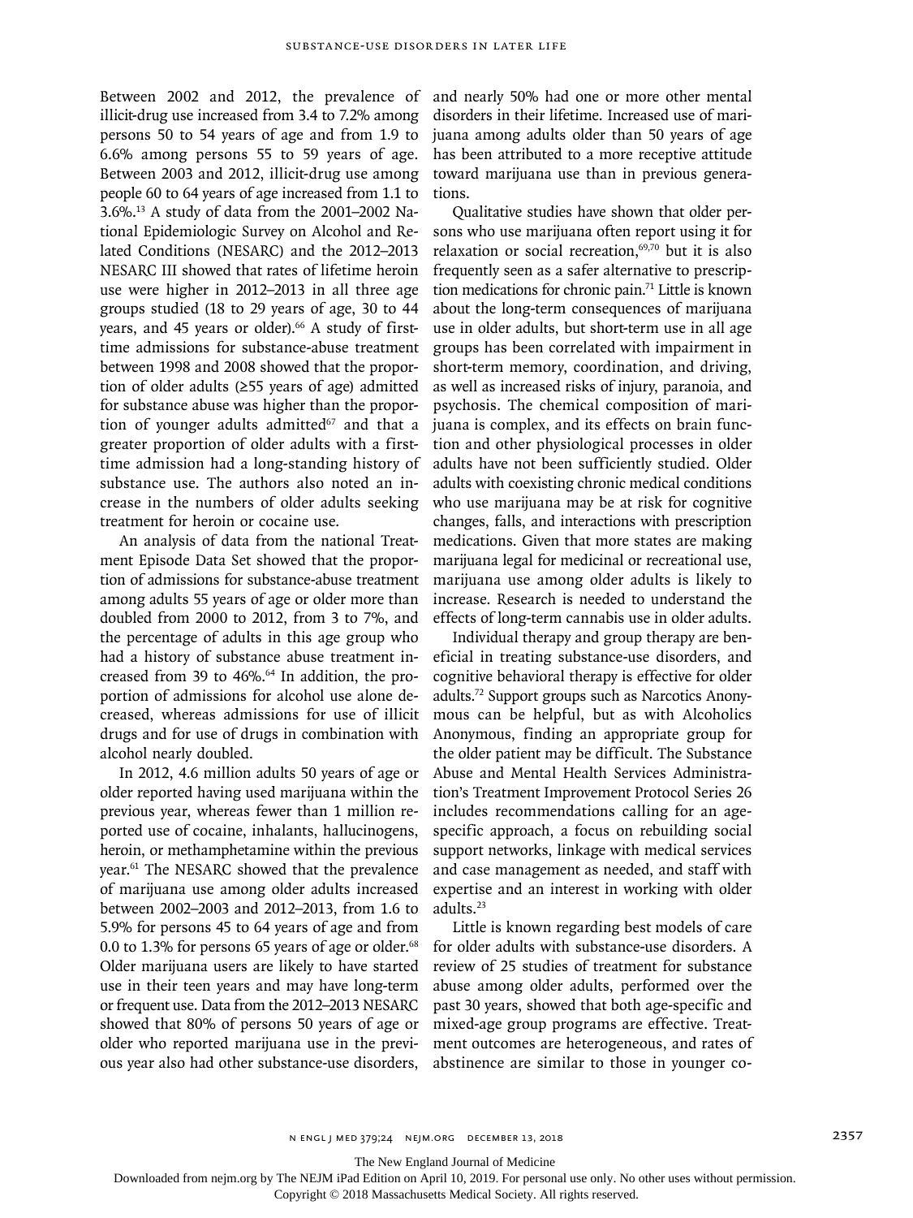Between 2002 and 2012, the prevalence of illicit-drug use increased from 3.4 to 7.2% among persons 50 to 54 years of age and from 1.9 to 6.6% among persons 55 to 59 years of age. Between 2003 and 2012, illicit-drug use among people 60 to 64 years of age increased from 1.1 to 3.6%.[13] A study of data from the 2001–2002 National Epidemiologic Survey on Alcohol and Related Conditions (NESARC) and the 2012–2013 NESARC III showed that rates of lifetime heroin use were higher in 2012–2013 in all three age groups studied (18 to 29 years of age, 30 to 44 years, and 45 years or older).[66] A study of first-time admissions for substance-abuse treatment between 1998 and 2008 showed that the proportion of older adults (≥55 years of age) admitted for substance abuse was higher than the proportion of younger adults admitted[67] and that a greater proportion of older adults with a first-time admission had a long-standing history of substance use. The authors also noted an increase in the numbers of older adults seeking treatment for heroin or cocaine use.

An analysis of data from the national Treatment Episode Data Set showed that the proportion of admissions for substance-abuse treatment among adults 55 years of age or older more than doubled from 2000 to 2012, from 3 to 7%, and the percentage of adults in this age group who had a history of substance abuse treatment increased from 39 to 46%.[64] In addition, the proportion of admissions for alcohol use alone decreased, whereas admissions for use of illicit drugs and for use of drugs in combination with alcohol nearly doubled.

In 2012, 4.6 million adults 50 years of age or older reported having used marijuana within the previous year, whereas fewer than 1 million reported use of cocaine, inhalants, hallucinogens, heroin, or methamphetamine within the previous year.[61] The NESARC showed that the prevalence of marijuana use among older adults increased between 2002–2003 and 2012–2013, from 1.6 to 5.9% for persons 45 to 64 years of age and from 0.0 to 1.3% for persons 65 years of age or older.[68] Older marijuana users are likely to have started use in their teen years and may have long-term or frequent use. Data from the 2012–2013 NESARC showed that 80% of persons 50 years of age or older who reported marijuana use in the previous year also had other substance-use disorders, and nearly 50% had one or more other mental disorders in their lifetime. Increased use of marijuana among adults older than 50 years of age has been attributed to a more receptive attitude toward marijuana use than in previous generations.

Qualitative studies have shown that older persons who use marijuana often report using it for relaxation or social recreation,[69,70] but it is also frequently seen as a safer alternative to prescription medications for chronic pain.[71] Little is known about the long-term consequences of marijuana use in older adults, but short-term use in all age groups has been correlated with impairment in short-term memory, coordination, and driving, as well as increased risks of injury, paranoia, and psychosis. The chemical composition of marijuana is complex, and its effects on brain function and other physiological processes in older adults have not been sufficiently studied. Older adults with coexisting chronic medical conditions who use marijuana may be at risk for cognitive changes, falls, and interactions with prescription medications. Given that more states are making marijuana legal for medicinal or recreational use, marijuana use among older adults is likely to increase. Research is needed to understand the effects of long-term cannabis use in older adults.

Individual therapy and group therapy are beneficial in treating substance-use disorders, and cognitive behavioral therapy is effective for older adults.[72] Support groups such as Narcotics Anonymous can be helpful, but as with Alcoholics Anonymous, finding an appropriate group for the older patient may be difficult. The Substance Abuse and Mental Health Services Administration's Treatment Improvement Protocol Series 26 includes recommendations calling for an age-specific approach, a focus on rebuilding social support networks, linkage with medical services and case management as needed, and staff with expertise and an interest in working with older adults.[23]

Little is known regarding best models of care for older adults with substance-use disorders. A review of 25 studies of treatment for substance abuse among older adults, performed over the past 30 years, showed that both age-specific and mixed-age group programs are effective. Treatment outcomes are heterogeneous, and rates of abstinence are similar to those in younger co-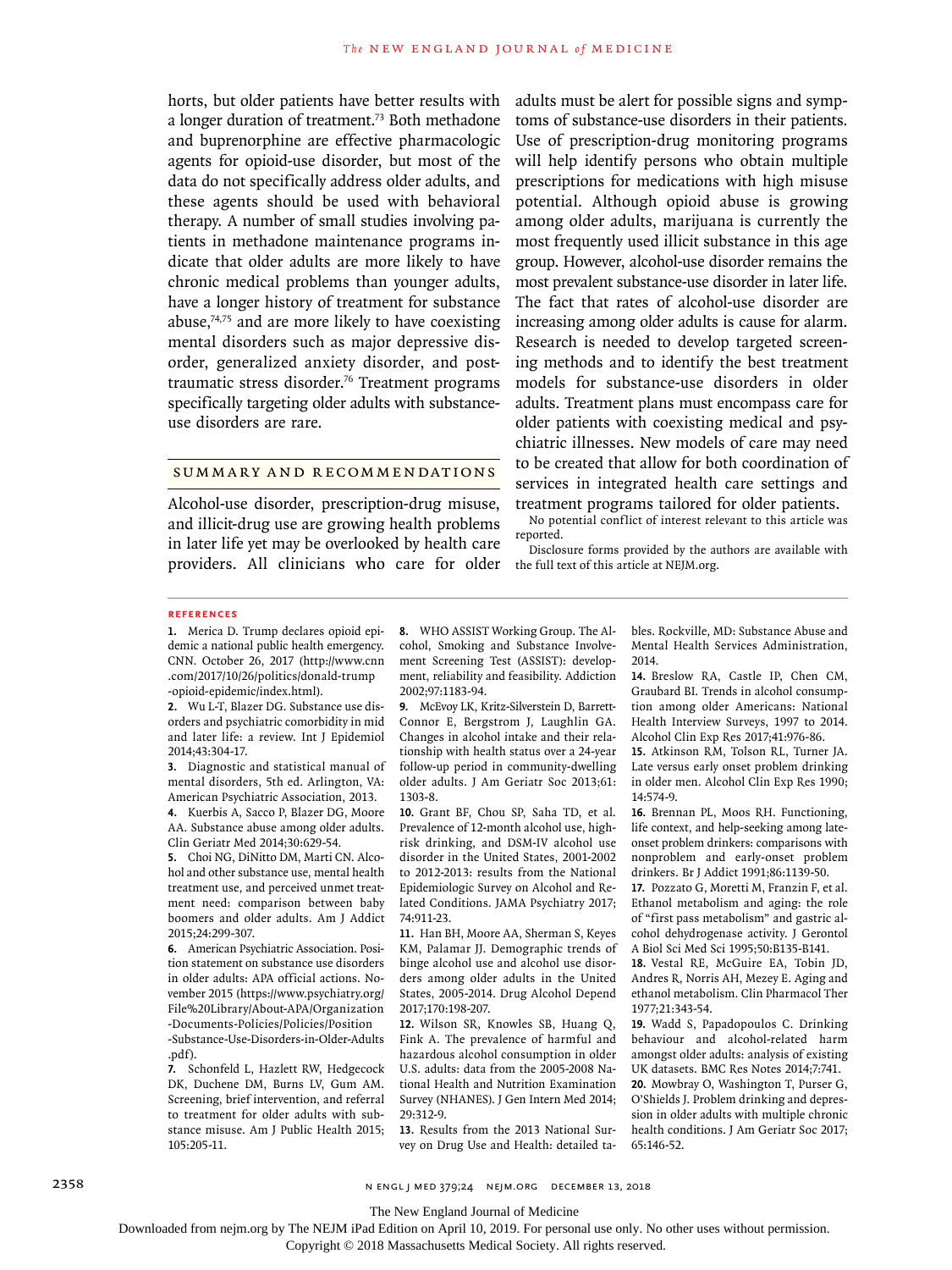horts, but older patients have better results with a longer duration of treatment.[73] Both methadone and buprenorphine are effective pharmacologic agents for opioid-use disorder, but most of the data do not specifically address older adults, and these agents should be used with behavioral therapy. A number of small studies involving patients in methadone maintenance programs indicate that older adults are more likely to have chronic medical problems than younger adults, have a longer history of treatment for substance abuse,[74,75] and are more likely to have coexisting mental disorders such as major depressive disorder, generalized anxiety disorder, and posttraumatic stress disorder.[76] Treatment programs specifically targeting older adults with substance-use disorders are rare.

## Summary and Recommendations

Alcohol-use disorder, prescription-drug misuse, and illicit-drug use are growing health problems in later life yet may be overlooked by health care providers. All clinicians who care for older adults must be alert for possible signs and symptoms of substance-use disorders in their patients. Use of prescription-drug monitoring programs will help identify persons who obtain multiple prescriptions for medications with high misuse potential. Although opioid abuse is growing among older adults, marijuana is currently the most frequently used illicit substance in this age group. However, alcohol-use disorder remains the most prevalent substance-use disorder in later life. The fact that rates of alcohol-use disorder are increasing among older adults is cause for alarm. Research is needed to develop targeted screening methods and to identify the best treatment models for substance-use disorders in older adults. Treatment plans must encompass care for older patients with coexisting medical and psychiatric illnesses. New models of care may need to be created that allow for both coordination of services in integrated health care settings and treatment programs tailored for older patients.

No potential conflict of interest relevant to this article was reported.

Disclosure forms provided by the authors are available with the full text of this article at NEJM.org.

### References

1. Merica D. Trump declares opioid epidemic a national public health emergency. CNN. October 26, 2017 (http://www.cnn.com/2017/10/26/politics/donald-trump-opioid-epidemic/index.html).
2. Wu L-T, Blazer DG. Substance use disorders and psychiatric comorbidity in mid and later life: a review. Int J Epidemiol 2014;43:304-17.
3. Diagnostic and statistical manual of mental disorders, 5th ed. Arlington, VA: American Psychiatric Association, 2013.
4. Kuerbis A, Sacco P, Blazer DG, Moore AA. Substance abuse among older adults. Clin Geriatr Med 2014;30:629-54.
5. Choi NG, DiNitto DM, Marti CN. Alcohol and other substance use, mental health treatment use, and perceived unmet treatment need: comparison between baby boomers and older adults. Am J Addict 2015;24:299-307.
6. American Psychiatric Association. Position statement on substance use disorders in older adults: APA official actions. November 2015 (https://www.psychiatry.org/File%20Library/About-APA/Organization-Documents-Policies/Policies/Position-Substance-Use-Disorders-in-Older-Adults.pdf).
7. Schonfeld L, Hazlett RW, Hedgecock DK, Duchene DM, Burns LV, Gum AM. Screening, brief intervention, and referral to treatment for older adults with substance misuse. Am J Public Health 2015;105:205-11.
8. WHO ASSIST Working Group. The Alcohol, Smoking and Substance Involvement Screening Test (ASSIST): development, reliability and feasibility. Addiction 2002;97:1183-94.
9. McEvoy LK, Kritz-Silverstein D, Barrett-Connor E, Bergstrom J, Laughlin GA. Changes in alcohol intake and their relationship with health status over a 24-year follow-up period in community-dwelling older adults. J Am Geriatr Soc 2013;61:1303-8.
10. Grant BF, Chou SP, Saha TD, et al. Prevalence of 12-month alcohol use, high-risk drinking, and DSM-IV alcohol use disorder in the United States, 2001-2002 to 2012-2013: results from the National Epidemiologic Survey on Alcohol and Related Conditions. JAMA Psychiatry 2017;74:911-23.
11. Han BH, Moore AA, Sherman S, Keyes KM, Palamar JJ. Demographic trends of binge alcohol use and alcohol use disorders among older adults in the United States, 2005-2014. Drug Alcohol Depend 2017;170:198-207.
12. Wilson SR, Knowles SB, Huang Q, Fink A. The prevalence of harmful and hazardous alcohol consumption in older U.S. adults: data from the 2005-2008 National Health and Nutrition Examination Survey (NHANES). J Gen Intern Med 2014;29:312-9.
13. Results from the 2013 National Survey on Drug Use and Health: detailed tables. Rockville, MD: Substance Abuse and Mental Health Services Administration, 2014.
14. Breslow RA, Castle IP, Chen CM, Graubard BI. Trends in alcohol consumption among older Americans: National Health Interview Surveys, 1997 to 2014. Alcohol Clin Exp Res 2017;41:976-86.
15. Atkinson RM, Tolson RL, Turner JA. Late versus early onset problem drinking in older men. Alcohol Clin Exp Res 1990;14:574-9.
16. Brennan PL, Moos RH. Functioning, life context, and help-seeking among late-onset problem drinkers: comparisons with nonproblem and early-onset problem drinkers. Br J Addict 1991;86:1139-50.
17. Pozzato G, Moretti M, Franzin F, et al. Ethanol metabolism and aging: the role of "first pass metabolism" and gastric alcohol dehydrogenase activity. J Gerontol A Biol Sci Med Sci 1995;50:B135-B141.
18. Vestal RE, McGuire EA, Tobin JD, Andres R, Norris AH, Mezey E. Aging and ethanol metabolism. Clin Pharmacol Ther 1977;21:343-54.
19. Wadd S, Papadopoulos C. Drinking behaviour and alcohol-related harm amongst older adults: analysis of existing UK datasets. BMC Res Notes 2014;7:741.
20. Mowbray O, Washington T, Purser G, O'Shields J. Problem drinking and depression in older adults with multiple chronic health conditions. J Am Geriatr Soc 2017;65:146-52.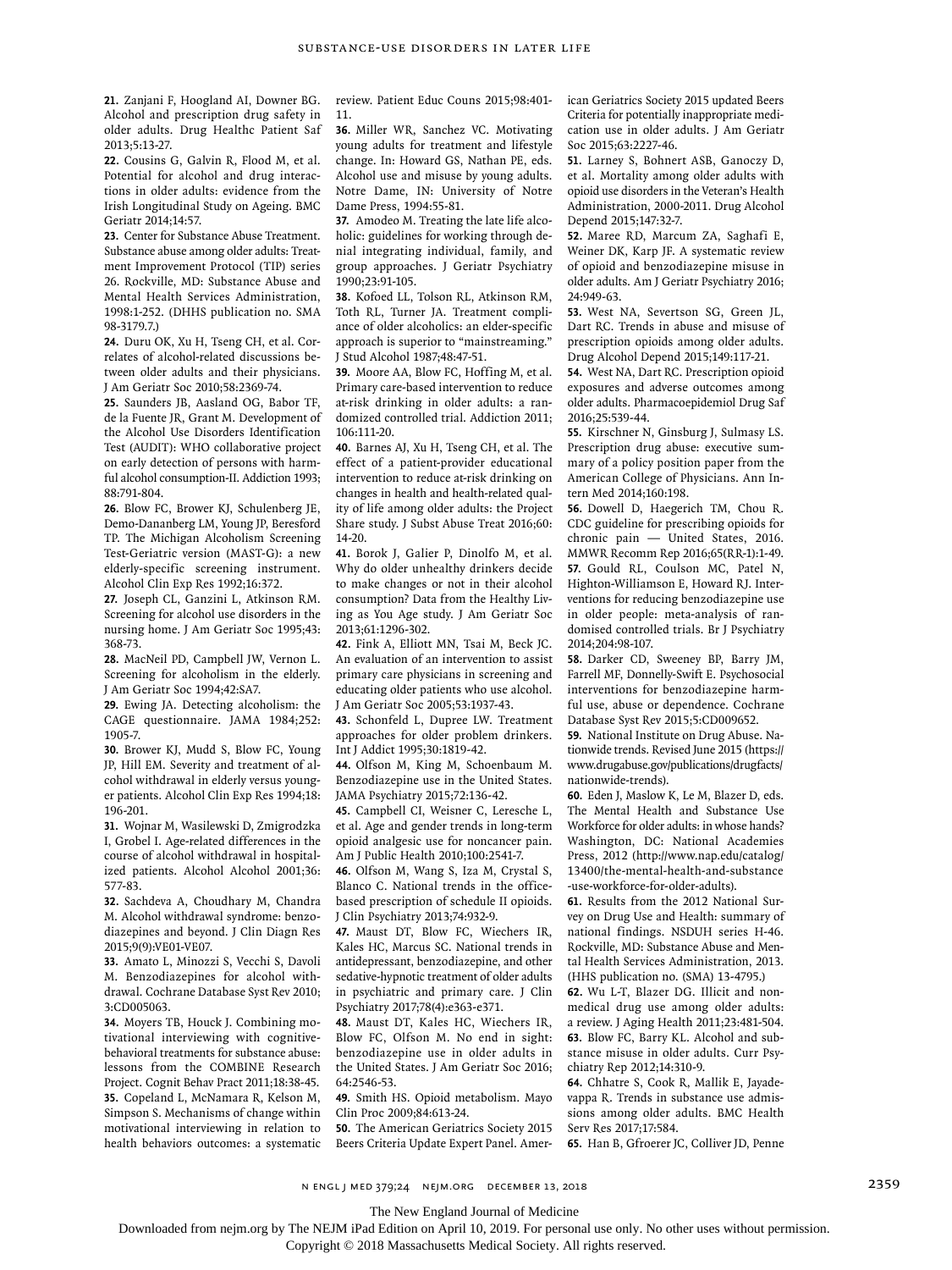21. Zanjani F, Hoogland AI, Downer BG. Alcohol and prescription drug safety in older adults. Drug Healthc Patient Saf 2013;5:13-27.

22. Cousins G, Galvin R, Flood M, et al. Potential for alcohol and drug interactions in older adults: evidence from the Irish Longitudinal Study on Ageing. BMC Geriatr 2014;14:57.

23. Center for Substance Abuse Treatment. Substance abuse among older adults: Treatment Improvement Protocol (TIP) series 26. Rockville, MD: Substance Abuse and Mental Health Services Administration, 1998:1-252. (DHHS publication no. SMA 98-3179.7.)

24. Duru OK, Xu H, Tseng CH, et al. Correlates of alcohol-related discussions between older adults and their physicians. J Am Geriatr Soc 2010;58:2369-74.

25. Saunders JB, Aasland OG, Babor TF, de la Fuente JR, Grant M. Development of the Alcohol Use Disorders Identification Test (AUDIT): WHO collaborative project on early detection of persons with harmful alcohol consumption-II. Addiction 1993; 88:791-804.

26. Blow FC, Brower KJ, Schulenberg JE, Demo-Dananberg LM, Young JP, Beresford TP. The Michigan Alcoholism Screening Test-Geriatric version (MAST-G): a new elderly-specific screening instrument. Alcohol Clin Exp Res 1992;16:372.

27. Joseph CL, Ganzini L, Atkinson RM. Screening for alcohol use disorders in the nursing home. J Am Geriatr Soc 1995;43: 368-73.

28. MacNeil PD, Campbell JW, Vernon L. Screening for alcoholism in the elderly. J Am Geriatr Soc 1994;42:SA7.

29. Ewing JA. Detecting alcoholism: the CAGE questionnaire. JAMA 1984;252: 1905-7.

30. Brower KJ, Mudd S, Blow FC, Young JP, Hill EM. Severity and treatment of alcohol withdrawal in elderly versus younger patients. Alcohol Clin Exp Res 1994;18: 196-201.

31. Wojnar M, Wasilewski D, Zmigrodzka I, Grobel I. Age-related differences in the course of alcohol withdrawal in hospitalized patients. Alcohol Alcohol 2001;36: 577-83.

32. Sachdeva A, Choudhary M, Chandra M. Alcohol withdrawal syndrome: benzodiazepines and beyond. J Clin Diagn Res 2015;9(9):VE01-VE07.

33. Amato L, Minozzi S, Vecchi S, Davoli M. Benzodiazepines for alcohol withdrawal. Cochrane Database Syst Rev 2010; 3:CD005063.

34. Moyers TB, Houck J. Combining motivational interviewing with cognitive-behavioral treatments for substance abuse: lessons from the COMBINE Research Project. Cognit Behav Pract 2011;18:38-45.

35. Copeland L, McNamara R, Kelson M, Simpson S. Mechanisms of change within motivational interviewing in relation to health behaviors outcomes: a systematic review. Patient Educ Couns 2015;98:401-11.

36. Miller WR, Sanchez VC. Motivating young adults for treatment and lifestyle change. In: Howard GS, Nathan PE, eds. Alcohol use and misuse by young adults. Notre Dame, IN: University of Notre Dame Press, 1994:55-81.

37. Amodeo M. Treating the late life alcoholic: guidelines for working through denial integrating individual, family, and group approaches. J Geriatr Psychiatry 1990;23:91-105.

38. Kofoed LL, Tolson RL, Atkinson RM, Toth RL, Turner JA. Treatment compliance of older alcoholics: an elder-specific approach is superior to "mainstreaming." J Stud Alcohol 1987;48:47-51.

39. Moore AA, Blow FC, Hoffing M, et al. Primary care-based intervention to reduce at-risk drinking in older adults: a randomized controlled trial. Addiction 2011; 106:111-20.

40. Barnes AJ, Xu H, Tseng CH, et al. The effect of a patient-provider educational intervention to reduce at-risk drinking on changes in health and health-related quality of life among older adults: the Project Share study. J Subst Abuse Treat 2016;60: 14-20.

41. Borok J, Galier P, Dinolfo M, et al. Why do older unhealthy drinkers decide to make changes or not in their alcohol consumption? Data from the Healthy Living as You Age study. J Am Geriatr Soc 2013;61:1296-302.

42. Fink A, Elliott MN, Tsai M, Beck JC. An evaluation of an intervention to assist primary care physicians in screening and educating older patients who use alcohol. J Am Geriatr Soc 2005;53:1937-43.

43. Schonfeld L, Dupree LW. Treatment approaches for older problem drinkers. Int J Addict 1995;30:1819-42.

44. Olfson M, King M, Schoenbaum M. Benzodiazepine use in the United States. JAMA Psychiatry 2015;72:136-42.

45. Campbell CI, Weisner C, Leresche L, et al. Age and gender trends in long-term opioid analgesic use for noncancer pain. Am J Public Health 2010;100:2541-7.

46. Olfson M, Wang S, Iza M, Crystal S, Blanco C. National trends in the office-based prescription of schedule II opioids. J Clin Psychiatry 2013;74:932-9.

47. Maust DT, Blow FC, Wiechers IR, Kales HC, Marcus SC. National trends in antidepressant, benzodiazepine, and other sedative-hypnotic treatment of older adults in psychiatric and primary care. J Clin Psychiatry 2017;78(4):e363-e371.

48. Maust DT, Kales HC, Wiechers IR, Blow FC, Olfson M. No end in sight: benzodiazepine use in older adults in the United States. J Am Geriatr Soc 2016; 64:2546-53.

49. Smith HS. Opioid metabolism. Mayo Clin Proc 2009;84:613-24.

50. The American Geriatrics Society 2015 Beers Criteria Update Expert Panel. American Geriatrics Society 2015 updated Beers Criteria for potentially inappropriate medication use in older adults. J Am Geriatr Soc 2015;63:2227-46.

51. Larney S, Bohnert ASB, Ganoczy D, et al. Mortality among older adults with opioid use disorders in the Veteran's Health Administration, 2000-2011. Drug Alcohol Depend 2015;147:32-7.

52. Maree RD, Marcum ZA, Saghafi E, Weiner DK, Karp JF. A systematic review of opioid and benzodiazepine misuse in older adults. Am J Geriatr Psychiatry 2016; 24:949-63.

53. West NA, Severtson SG, Green JL, Dart RC. Trends in abuse and misuse of prescription opioids among older adults. Drug Alcohol Depend 2015;149:117-21.

54. West NA, Dart RC. Prescription opioid exposures and adverse outcomes among older adults. Pharmacoepidemiol Drug Saf 2016;25:539-44.

55. Kirschner N, Ginsburg J, Sulmasy LS. Prescription drug abuse: executive summary of a policy position paper from the American College of Physicians. Ann Intern Med 2014;160:198.

56. Dowell D, Haegerich TM, Chou R. CDC guideline for prescribing opioids for chronic pain — United States, 2016. MMWR Recomm Rep 2016;65(RR-1):1-49.

57. Gould RL, Coulson MC, Patel N, Highton-Williamson E, Howard RJ. Interventions for reducing benzodiazepine use in older people: meta-analysis of randomised controlled trials. Br J Psychiatry 2014;204:98-107.

58. Darker CD, Sweeney BP, Barry JM, Farrell MF, Donnelly-Swift E. Psychosocial interventions for benzodiazepine harmful use, abuse or dependence. Cochrane Database Syst Rev 2015;5:CD009652.

59. National Institute on Drug Abuse. Nationwide trends. Revised June 2015 (https://www.drugabuse.gov/publications/drugfacts/nationwide-trends).

60. Eden J, Maslow K, Le M, Blazer D, eds. The Mental Health and Substance Use Workforce for older adults: in whose hands? Washington, DC: National Academies Press, 2012 (http://www.nap.edu/catalog/13400/the-mental-health-and-substance-use-workforce-for-older-adults).

61. Results from the 2012 National Survey on Drug Use and Health: summary of national findings. NSDUH series H-46. Rockville, MD: Substance Abuse and Mental Health Services Administration, 2013. (HHS publication no. (SMA) 13-4795.)

62. Wu L-T, Blazer DG. Illicit and nonmedical drug use among older adults: a review. J Aging Health 2011;23:481-504.

63. Blow FC, Barry KL. Alcohol and substance misuse in older adults. Curr Psychiatry Rep 2012;14:310-9.

64. Chhatre S, Cook R, Mallik E, Jayadevappa R. Trends in substance use admissions among older adults. BMC Health Serv Res 2017;17:584.

65. Han B, Gfroerer JC, Colliver JD, Penne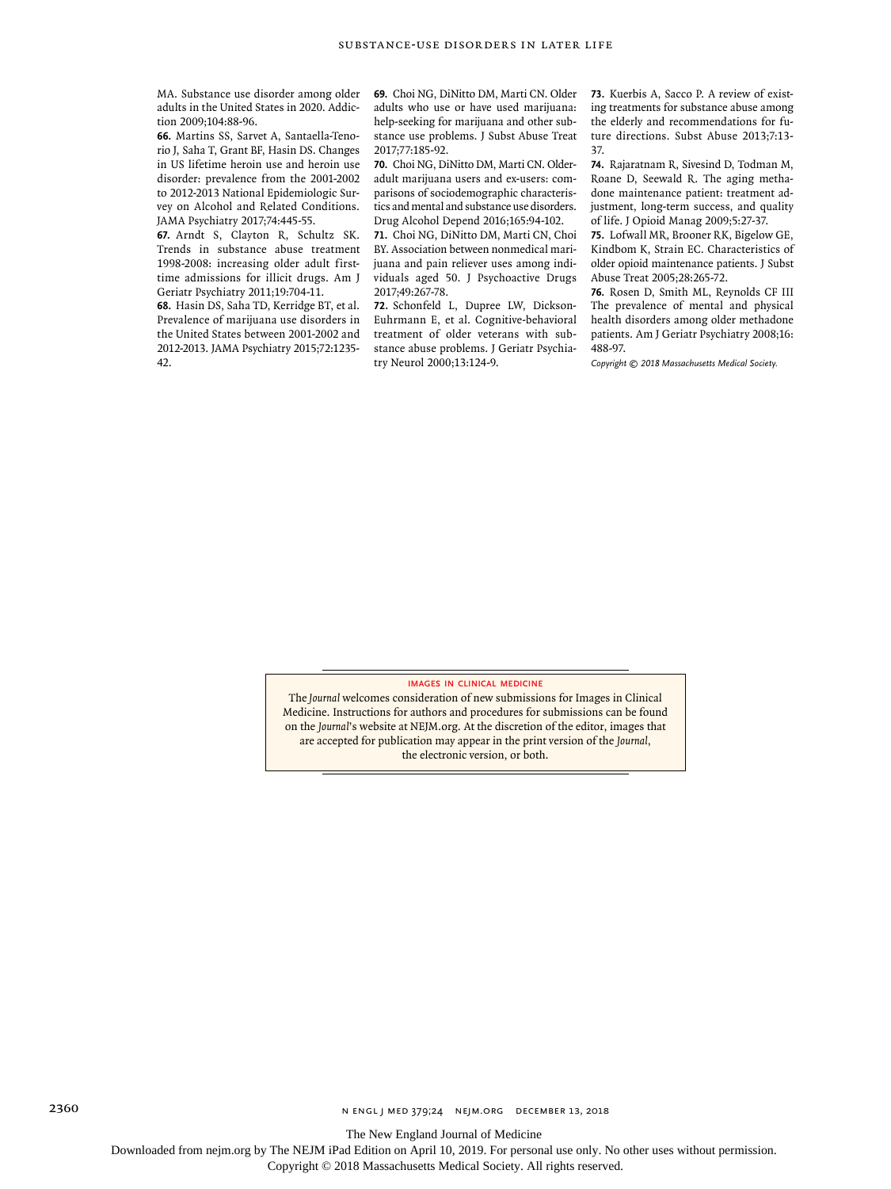MA. Substance use disorder among older adults in the United States in 2020. Addiction 2009;104:88-96.

**66.** Martins SS, Sarvet A, Santaella-Tenorio J, Saha T, Grant BF, Hasin DS. Changes in US lifetime heroin use and heroin use disorder: prevalence from the 2001-2002 to 2012-2013 National Epidemiologic Survey on Alcohol and Related Conditions. JAMA Psychiatry 2017;74:445-55.

**67.** Arndt S, Clayton R, Schultz SK. Trends in substance abuse treatment 1998-2008: increasing older adult first-time admissions for illicit drugs. Am J Geriatr Psychiatry 2011;19:704-11.

**68.** Hasin DS, Saha TD, Kerridge BT, et al. Prevalence of marijuana use disorders in the United States between 2001-2002 and 2012-2013. JAMA Psychiatry 2015;72:1235-42.

**69.** Choi NG, DiNitto DM, Marti CN. Older adults who use or have used marijuana: help-seeking for marijuana and other substance use problems. J Subst Abuse Treat 2017;77:185-92.

**70.** Choi NG, DiNitto DM, Marti CN. Older-adult marijuana users and ex-users: comparisons of sociodemographic characteristics and mental and substance use disorders. Drug Alcohol Depend 2016;165:94-102.

**71.** Choi NG, DiNitto DM, Marti CN, Choi BY. Association between nonmedical marijuana and pain reliever uses among individuals aged 50. J Psychoactive Drugs 2017;49:267-78.

**72.** Schonfeld L, Dupree LW, Dickson-Euhrmann E, et al. Cognitive-behavioral treatment of older veterans with substance abuse problems. J Geriatr Psychiatry Neurol 2000;13:124-9.

**73.** Kuerbis A, Sacco P. A review of existing treatments for substance abuse among the elderly and recommendations for future directions. Subst Abuse 2013;7:13-37.

**74.** Rajaratnam R, Sivesind D, Todman M, Roane D, Seewald R. The aging methadone maintenance patient: treatment adjustment, long-term success, and quality of life. J Opioid Manag 2009;5:27-37.

**75.** Lofwall MR, Brooner RK, Bigelow GE, Kindbom K, Strain EC. Characteristics of older opioid maintenance patients. J Subst Abuse Treat 2005;28:265-72.

**76.** Rosen D, Smith ML, Reynolds CF III The prevalence of mental and physical health disorders among older methadone patients. Am J Geriatr Psychiatry 2008;16:488-97.

*Copyright © 2018 Massachusetts Medical Society.*

**IMAGES IN CLINICAL MEDICINE**

The *Journal* welcomes consideration of new submissions for Images in Clinical Medicine. Instructions for authors and procedures for submissions can be found on the *Journal*'s website at NEJM.org. At the discretion of the editor, images that are accepted for publication may appear in the print version of the *Journal*, the electronic version, or both.